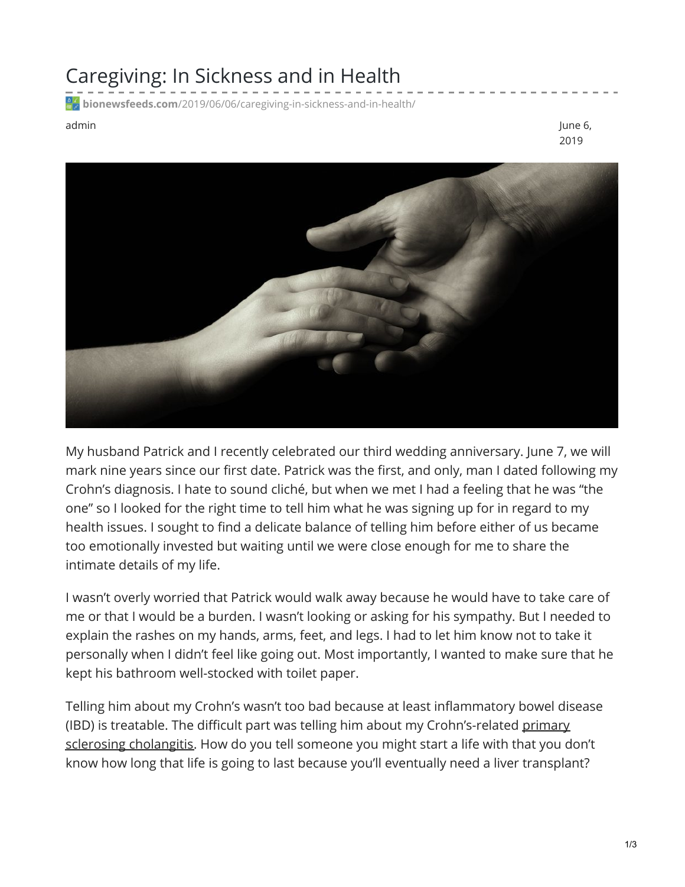# Caregiving: In Sickness and in Health

**bionewsfeeds.com**/2019/06/06/caregiving-in-sickness-and-in-health/

admin

June 6, 2019

My husband Patrick and I recently celebrated our third wedding anniversary. June 7, we will mark nine years since our first date. Patrick was the first, and only, man I dated following my Crohn's diagnosis. I hate to sound cliché, but when we met I had a feeling that he was "the one" so I looked for the right time to tell him what he was signing up for in regard to my health issues. I sought to find a delicate balance of telling him before either of us became too emotionally invested but waiting until we were close enough for me to share the intimate details of my life.

I wasn't overly worried that Patrick would walk away because he would have to take care of me or that I would be a burden. I wasn't looking or asking for his sympathy. But I needed to explain the rashes on my hands, arms, feet, and legs. I had to let him know not to take it personally when I didn't feel like going out. Most importantly, I wanted to make sure that he kept his bathroom well-stocked with toilet paper.

Telling him about my Crohn's wasn't too bad because at least inflammatory bowel disease (IBD) is treatable. The difficult part was telling him about my Crohn's-related primary sclerosing cholangitis. How do you tell someone you might start a life with that you don't know how long that life is going to last because you'll eventually need a liver transplant?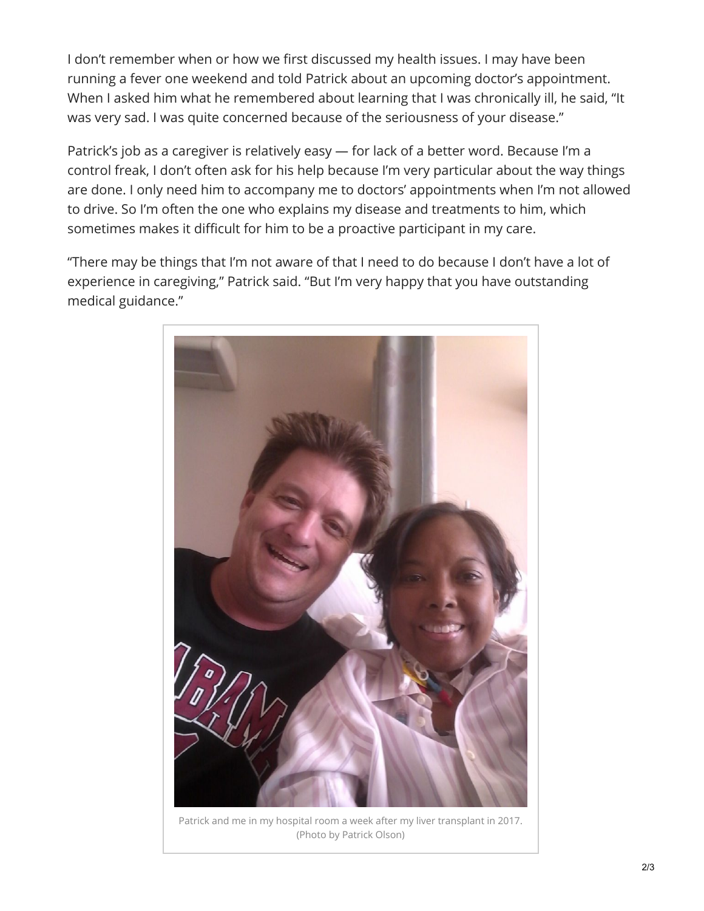I don't remember when or how we first discussed my health issues. I may have been running a fever one weekend and told Patrick about an upcoming doctor's appointment. When I asked him what he remembered about learning that I was chronically ill, he said, "It was very sad. I was quite concerned because of the seriousness of your disease."

Patrick's job as a caregiver is relatively easy — for lack of a better word. Because I'm a control freak, I don't often ask for his help because I'm very particular about the way things are done. I only need him to accompany me to doctors' appointments when I'm not allowed to drive. So I'm often the one who explains my disease and treatments to him, which sometimes makes it difficult for him to be a proactive participant in my care.

"There may be things that I'm not aware of that I need to do because I don't have a lot of experience in caregiving," Patrick said. "But I'm very happy that you have outstanding medical guidance."

Patrick and me in my hospital room a week after my liver transplant in 2017. (Photo by Patrick Olson)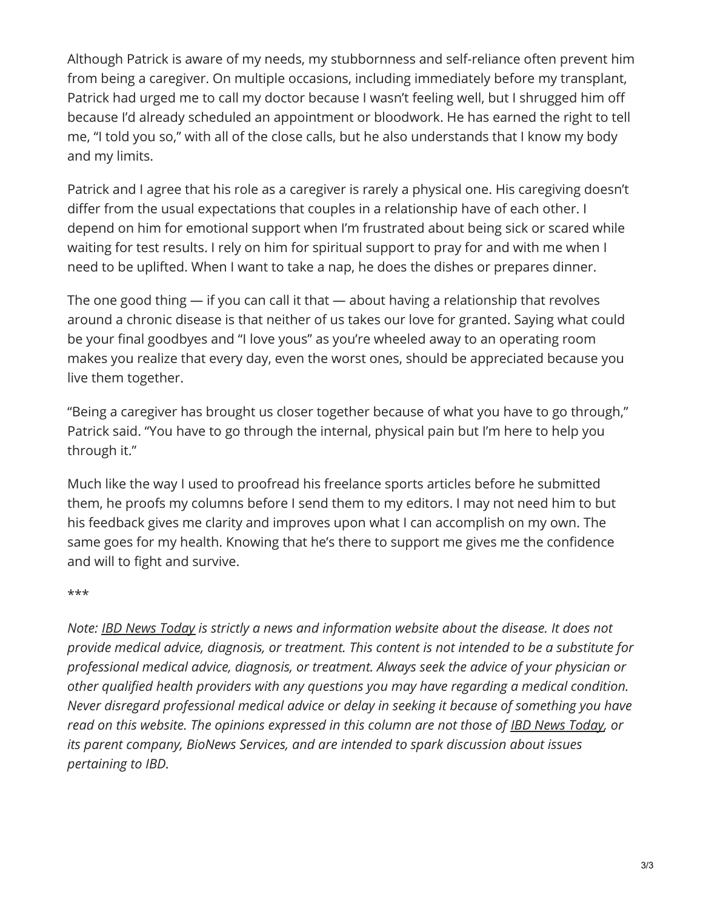Although Patrick is aware of my needs, my stubbornness and self-reliance often prevent him from being a caregiver. On multiple occasions, including immediately before my transplant, Patrick had urged me to call my doctor because I wasn't feeling well, but I shrugged him off because I'd already scheduled an appointment or bloodwork. He has earned the right to tell me, "I told you so," with all of the close calls, but he also understands that I know my body and my limits.

Patrick and I agree that his role as a caregiver is rarely a physical one. His caregiving doesn't differ from the usual expectations that couples in a relationship have of each other. I depend on him for emotional support when I'm frustrated about being sick or scared while waiting for test results. I rely on him for spiritual support to pray for and with me when I need to be uplifted. When I want to take a nap, he does the dishes or prepares dinner.

The one good thing — if you can call it that — about having a relationship that revolves around a chronic disease is that neither of us takes our love for granted. Saying what could be your final goodbyes and "I love yous" as you're wheeled away to an operating room makes you realize that every day, even the worst ones, should be appreciated because you live them together.

"Being a caregiver has brought us closer together because of what you have to go through," Patrick said. "You have to go through the internal, physical pain but I'm here to help you through it."

Much like the way I used to proofread his freelance sports articles before he submitted them, he proofs my columns before I send them to my editors. I may not need him to but his feedback gives me clarity and improves upon what I can accomplish on my own. The same goes for my health. Knowing that he's there to support me gives me the confidence and will to fight and survive.

***

*Note: IBD News Today is strictly a news and information website about the disease. It does not provide medical advice, diagnosis, or treatment. This content is not intended to be a substitute for professional medical advice, diagnosis, or treatment. Always seek the advice of your physician or other qualified health providers with any questions you may have regarding a medical condition. Never disregard professional medical advice or delay in seeking it because of something you have read on this website. The opinions expressed in this column are not those of IBD News Today, or its parent company, BioNews Services, and are intended to spark discussion about issues pertaining to IBD.*